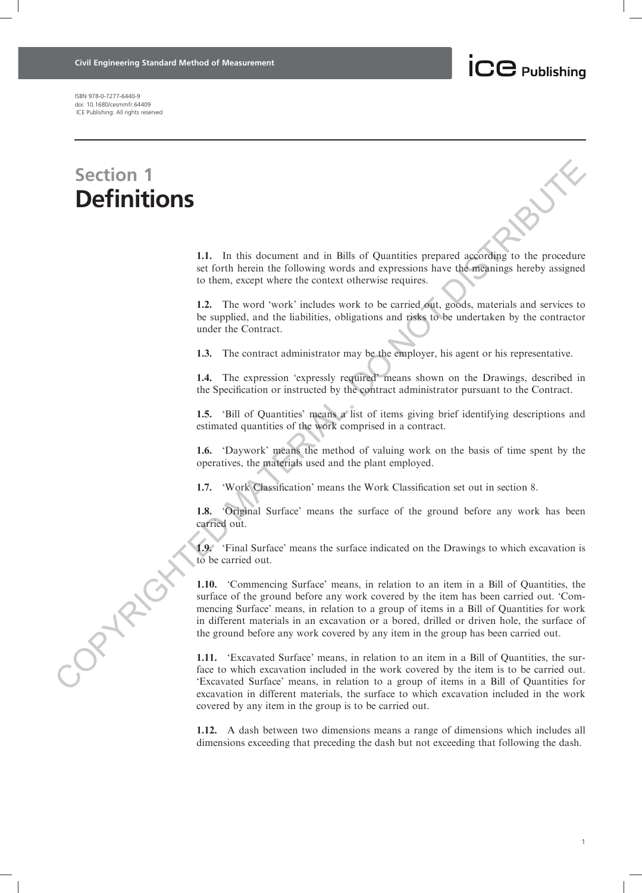# Section 1
# Definitions

**1.1.** In this document and in Bills of Quantities prepared according to the procedure set forth herein the following words and expressions have the meanings hereby assigned to them, except where the context otherwise requires.

**1.2.** The word 'work' includes work to be carried out, goods, materials and services to be supplied, and the liabilities, obligations and risks to be undertaken by the contractor under the Contract.

**1.3.** The contract administrator may be the employer, his agent or his representative.

**1.4.** The expression 'expressly required' means shown on the Drawings, described in the Specification or instructed by the contract administrator pursuant to the Contract.

**1.5.** 'Bill of Quantities' means a list of items giving brief identifying descriptions and estimated quantities of the work comprised in a contract.

**1.6.** 'Daywork' means the method of valuing work on the basis of time spent by the operatives, the materials used and the plant employed.

**1.7.** 'Work Classification' means the Work Classification set out in section 8.

**1.8.** 'Original Surface' means the surface of the ground before any work has been carried out.

**1.9.** 'Final Surface' means the surface indicated on the Drawings to which excavation is to be carried out.

**1.10.** 'Commencing Surface' means, in relation to an item in a Bill of Quantities, the surface of the ground before any work covered by the item has been carried out. 'Commencing Surface' means, in relation to a group of items in a Bill of Quantities for work in different materials in an excavation or a bored, drilled or driven hole, the surface of the ground before any work covered by any item in the group has been carried out.

**1.11.** 'Excavated Surface' means, in relation to an item in a Bill of Quantities, the surface to which excavation included in the work covered by the item is to be carried out. 'Excavated Surface' means, in relation to a group of items in a Bill of Quantities for excavation in different materials, the surface to which excavation included in the work covered by any item in the group is to be carried out.

**1.12.** A dash between two dimensions means a range of dimensions which includes all dimensions exceeding that preceding the dash but not exceeding that following the dash.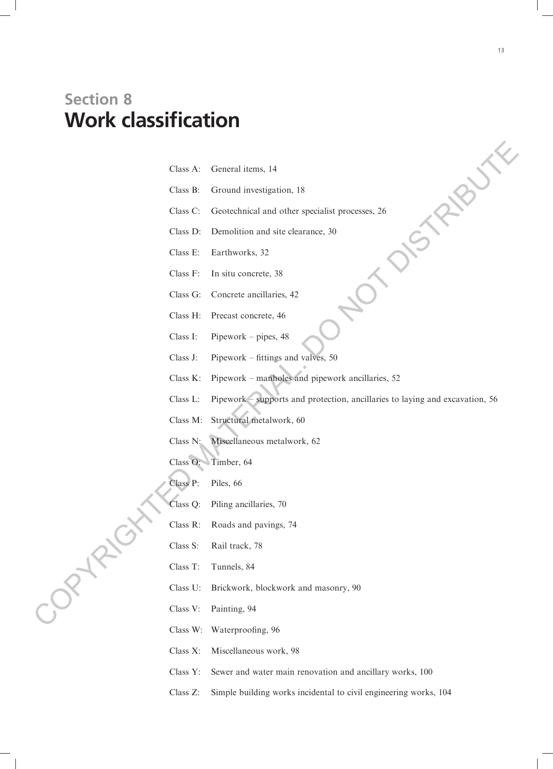## Section 8
# Work classification

Class A: General items, 14

Class B: Ground investigation, 18

Class C: Geotechnical and other specialist processes, 26

Class D: Demolition and site clearance, 30

Class E: Earthworks, 32

Class F: In situ concrete, 38

Class G: Concrete ancillaries, 42

Class H: Precast concrete, 46

Class I: Pipework – pipes, 48

Class J: Pipework – fittings and valves, 50

Class K: Pipework – manholes and pipework ancillaries, 52

Class L: Pipework – supports and protection, ancillaries to laying and excavation, 56

Class M: Structural metalwork, 60

Class N: Miscellaneous metalwork, 62

Class O: Timber, 64

Class P: Piles, 66

Class Q: Piling ancillaries, 70

Class R: Roads and pavings, 74

Class S: Rail track, 78

Class T: Tunnels, 84

Class U: Brickwork, blockwork and masonry, 90

Class V: Painting, 94

Class W: Waterproofing, 96

Class X: Miscellaneous work, 98

Class Y: Sewer and water main renovation and ancillary works, 100

Class Z: Simple building works incidental to civil engineering works, 104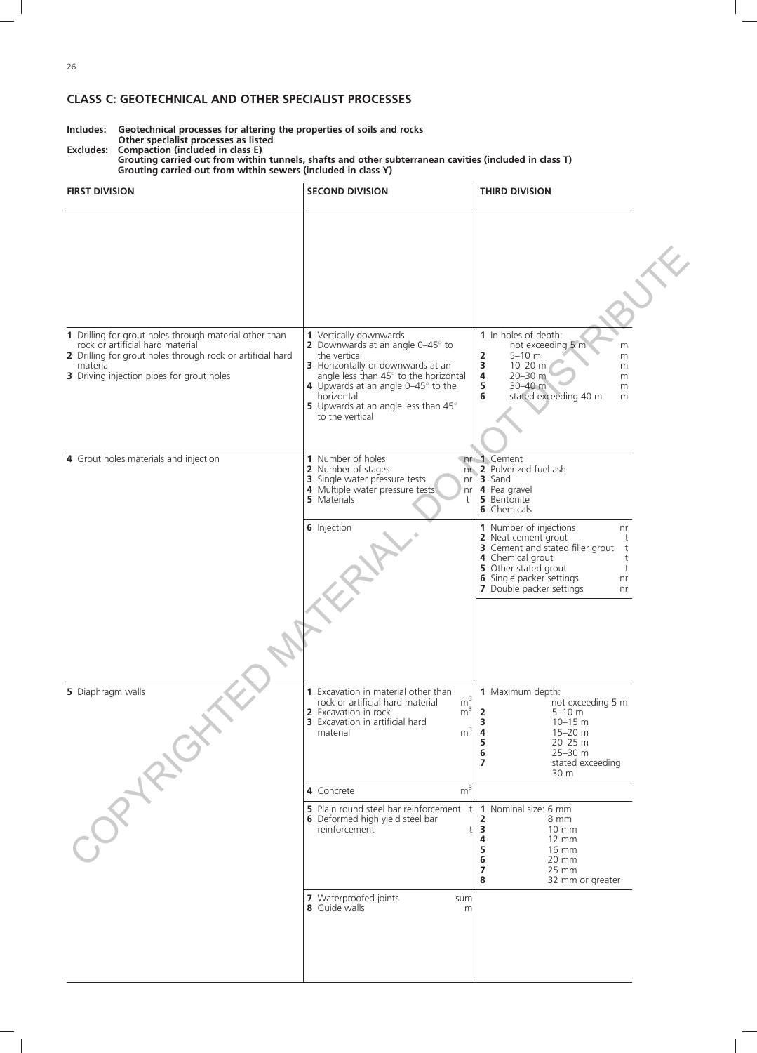## CLASS C: GEOTECHNICAL AND OTHER SPECIALIST PROCESSES

**Includes:** **Geotechnical processes for altering the properties of soils and rocks**
**Other specialist processes as listed**

**Excludes:** **Compaction (included in class E)**
**Grouting carried out from within tunnels, shafts and other subterranean cavities (included in class T)**
**Grouting carried out from within sewers (included in class Y)**

| FIRST DIVISION | SECOND DIVISION | THIRD DIVISION |
|---|---|---|
| **1** Drilling for grout holes through material other than rock or artificial hard material<br>**2** Drilling for grout holes through rock or artificial hard material<br>**3** Driving injection pipes for grout holes | **1** Vertically downwards<br>**2** Downwards at an angle 0–45° to the vertical<br>**3** Horizontally or downwards at an angle less than 45° to the horizontal<br>**4** Upwards at an angle 0–45° to the horizontal<br>**5** Upwards at an angle less than 45° to the vertical | **1** In holes of depth: not exceeding 5 m — m<br>**2** 5–10 m — m<br>**3** 10–20 m — m<br>**4** 20–30 m — m<br>**5** 30–40 m — m<br>**6** stated exceeding 40 m — m |
| **4** Grout holes materials and injection | **1** Number of holes — nr<br>**2** Number of stages — nr<br>**3** Single water pressure tests — nr<br>**4** Multiple water pressure tests — nr<br>**5** Materials — t | **1** Cement<br>**2** Pulverized fuel ash<br>**3** Sand<br>**4** Pea gravel<br>**5** Bentonite<br>**6** Chemicals |
| | **6** Injection | **1** Number of injections — nr<br>**2** Neat cement grout — t<br>**3** Cement and stated filler grout — t<br>**4** Chemical grout — t<br>**5** Other stated grout — t<br>**6** Single packer settings — nr<br>**7** Double packer settings — nr |
| **5** Diaphragm walls | **1** Excavation in material other than rock or artificial hard material — $m^3$<br>**2** Excavation in rock — $m^3$<br>**3** Excavation in artificial hard material — $m^3$ | **1** Maximum depth: not exceeding 5 m<br>**2** 5–10 m<br>**3** 10–15 m<br>**4** 15–20 m<br>**5** 20–25 m<br>**6** 25–30 m<br>**7** stated exceeding 30 m |
| | **4** Concrete — $m^3$ | |
| | **5** Plain round steel bar reinforcement — t<br>**6** Deformed high yield steel bar reinforcement — t | **1** Nominal size: 6 mm<br>**2** 8 mm<br>**3** 10 mm<br>**4** 12 mm<br>**5** 16 mm<br>**6** 20 mm<br>**7** 25 mm<br>**8** 32 mm or greater |
| | **7** Waterproofed joints — sum<br>**8** Guide walls — m | |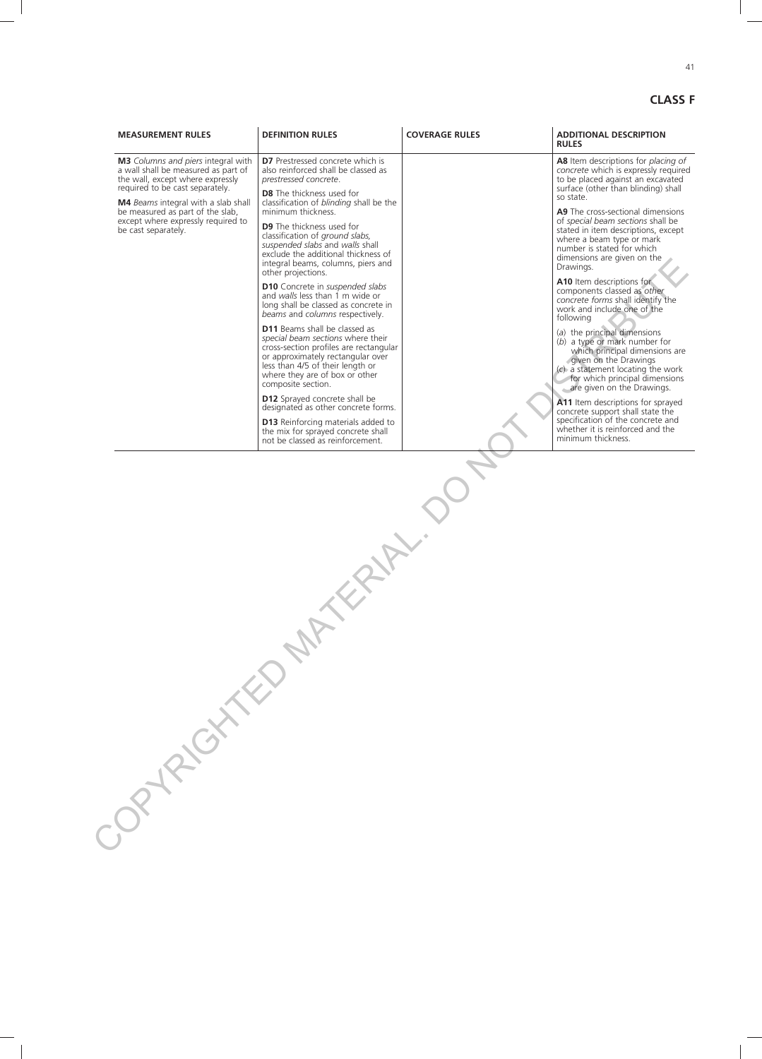## CLASS F

| MEASUREMENT RULES | DEFINITION RULES | COVERAGE RULES | ADDITIONAL DESCRIPTION RULES |
|---|---|---|---|
| **M3** *Columns and piers* integral with a wall shall be measured as part of the wall, except where expressly required to be cast separately.<br><br>**M4** *Beams* integral with a slab shall be measured as part of the slab, except where expressly required to be cast separately. | **D7** Prestressed concrete which is also reinforced shall be classed as *prestressed concrete*.<br><br>**D8** The thickness used for classification of *blinding* shall be the minimum thickness.<br><br>**D9** The thickness used for classification of *ground slabs, suspended slabs* and *walls* shall exclude the additional thickness of integral beams, columns, piers and other projections.<br><br>**D10** Concrete in *suspended slabs* and *walls* less than 1 m wide or long shall be classed as concrete in *beams* and *columns* respectively.<br><br>**D11** Beams shall be classed as *special beam sections* where their cross-section profiles are rectangular or approximately rectangular over less than 4/5 of their length or where they are of box or other composite section.<br><br>**D12** Sprayed concrete shall be designated as other concrete forms.<br><br>**D13** Reinforcing materials added to the mix for sprayed concrete shall not be classed as reinforcement. | | **A8** Item descriptions for *placing of concrete* which is expressly required to be placed against an excavated surface (other than blinding) shall so state.<br><br>**A9** The cross-sectional dimensions of *special beam sections* shall be stated in item descriptions, except where a beam type or mark number is stated for which dimensions are given on the Drawings.<br><br>**A10** Item descriptions for components classed as *other concrete forms* shall identify the work and include one of the following<br>(*a*) the principal dimensions<br>(*b*) a type or mark number for which principal dimensions are given on the Drawings<br>(*c*) a statement locating the work for which principal dimensions are given on the Drawings.<br><br>**A11** Item descriptions for sprayed concrete support shall state the specification of the concrete and whether it is reinforced and the minimum thickness. |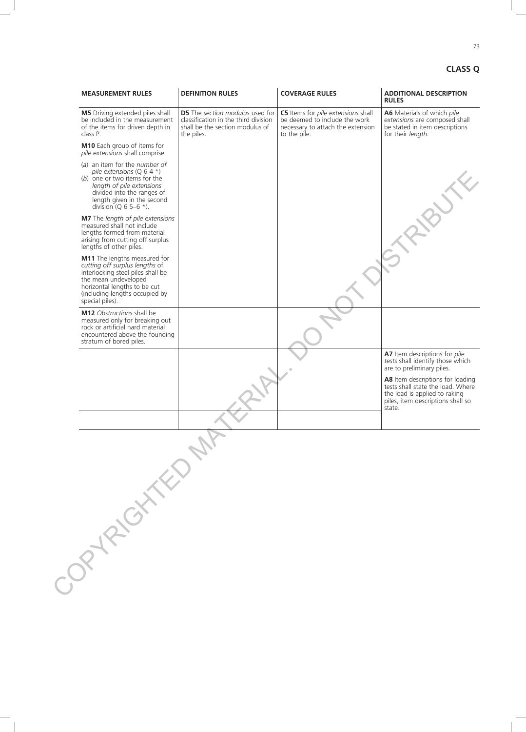## CLASS Q

| MEASUREMENT RULES | DEFINITION RULES | COVERAGE RULES | ADDITIONAL DESCRIPTION RULES |
|---|---|---|---|
| **M5** Driving extended piles shall be included in the measurement of the items for driven depth in class P.<br><br>**M10** Each group of items for *pile extensions* shall comprise<br>(*a*) an item for the *number of pile extensions* (Q 6 4 *)<br>(*b*) one or two items for the *length of pile extensions* divided into the ranges of length given in the second division (Q 6 5–6 *).<br><br>**M7** The *length of pile extensions* measured shall not include lengths formed from material arising from cutting off surplus lengths of other piles.<br><br>**M11** The lengths measured for *cutting off surplus lengths* of interlocking steel piles shall be the mean undeveloped horizontal lengths to be cut (including lengths occupied by special piles). | **D5** The *section modulus* used for classification in the third division shall be the section modulus of the piles. | **C5** Items for *pile extensions* shall be deemed to include the work necessary to attach the extension to the pile. | **A6** Materials of which *pile extensions* are composed shall be stated in item descriptions for their *length*. |
| **M12** *Obstructions* shall be measured only for breaking out rock or artificial hard material encountered above the founding stratum of bored piles. | | | |
| | | | **A7** Item descriptions for *pile tests* shall identify those which are to preliminary piles.<br><br>**A8** Item descriptions for loading tests shall state the load. Where the load is applied to raking piles, item descriptions shall so state. |